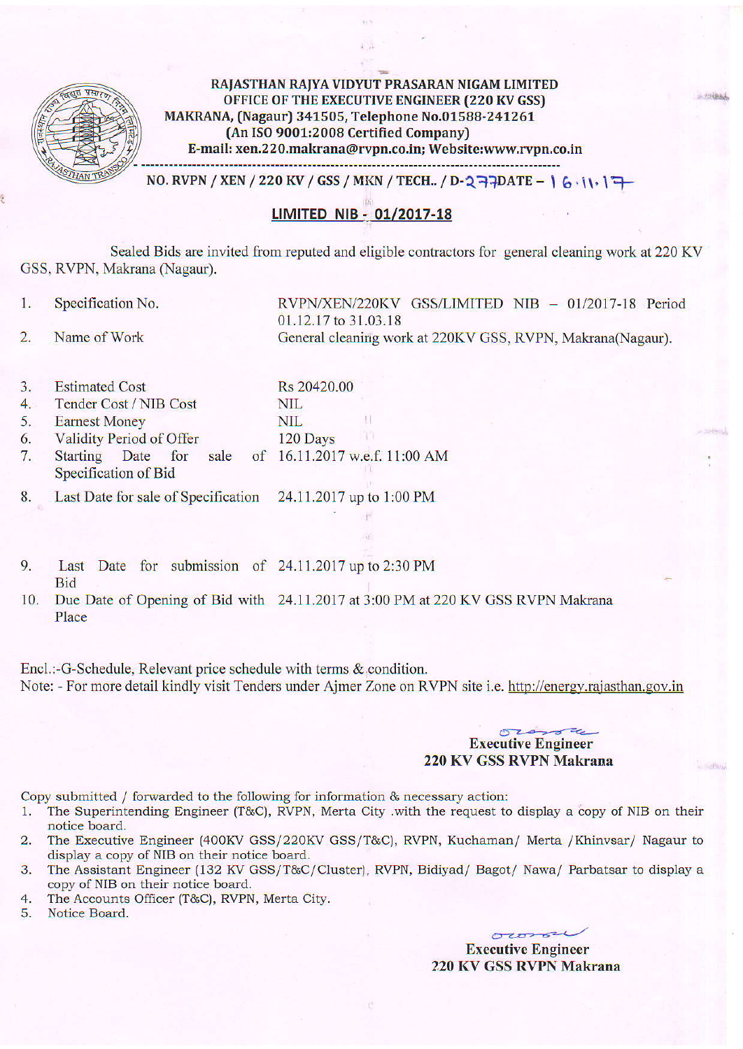**RAJASTHAN RAJYA VIDYUT PRASARAN NIGAM LIMITED**
**OFFICE OF THE EXECUTIVE ENGINEER (220 KV GSS)**
**MAKRANA, (Nagaur) 341505, Telephone No.01588-241261**
**(An ISO 9001:2008 Certified Company)**
**E-mail: xen.220.makrana@rvpn.co.in; Website:www.rvpn.co.in**

---

**NO. RVPN / XEN / 220 KV / GSS / MKN / TECH.. / D-277 DATE – 16.11.17**

## LIMITED NIB - 01/2017-18

Sealed Bids are invited from reputed and eligible contractors for general cleaning work at 220 KV GSS, RVPN, Makrana (Nagaur).

| | | |
|---|---|---|
| 1. | Specification No. | RVPN/XEN/220KV GSS/LIMITED NIB – 01/2017-18 Period 01.12.17 to 31.03.18 |
| 2. | Name of Work | General cleaning work at 220KV GSS, RVPN, Makrana(Nagaur). |
| 3. | Estimated Cost | Rs 20420.00 |
| 4. | Tender Cost / NIB Cost | NIL |
| 5. | Earnest Money | NIL |
| 6. | Validity Period of Offer | 120 Days |
| 7. | Starting Date for sale of Specification of Bid | 16.11.2017 w.e.f. 11:00 AM |
| 8. | Last Date for sale of Specification | 24.11.2017 up to 1:00 PM |
| 9. | Last Date for submission of Bid | 24.11.2017 up to 2:30 PM |
| 10. | Due Date of Opening of Bid with Place | 24.11.2017 at 3:00 PM at 220 KV GSS RVPN Makrana |

Encl.:-G-Schedule, Relevant price schedule with terms & condition.
Note: - For more detail kindly visit Tenders under Ajmer Zone on RVPN site i.e. http://energy.rajasthan.gov.in

**Executive Engineer**
**220 KV GSS RVPN Makrana**

Copy submitted / forwarded to the following for information & necessary action:

1. The Superintending Engineer (T&C), RVPN, Merta City .with the request to display a copy of NIB on their notice board.
2. The Executive Engineer (400KV GSS/220KV GSS/T&C), RVPN, Kuchaman/ Merta /Khinvsar/ Nagaur to display a copy of NIB on their notice board.
3. The Assistant Engineer (132 KV GSS/T&C/Cluster), RVPN, Bidiyad/ Bagot/ Nawa/ Parbatsar to display a copy of NIB on their notice board.
4. The Accounts Officer (T&C), RVPN, Merta City.
5. Notice Board.

**Executive Engineer**
**220 KV GSS RVPN Makrana**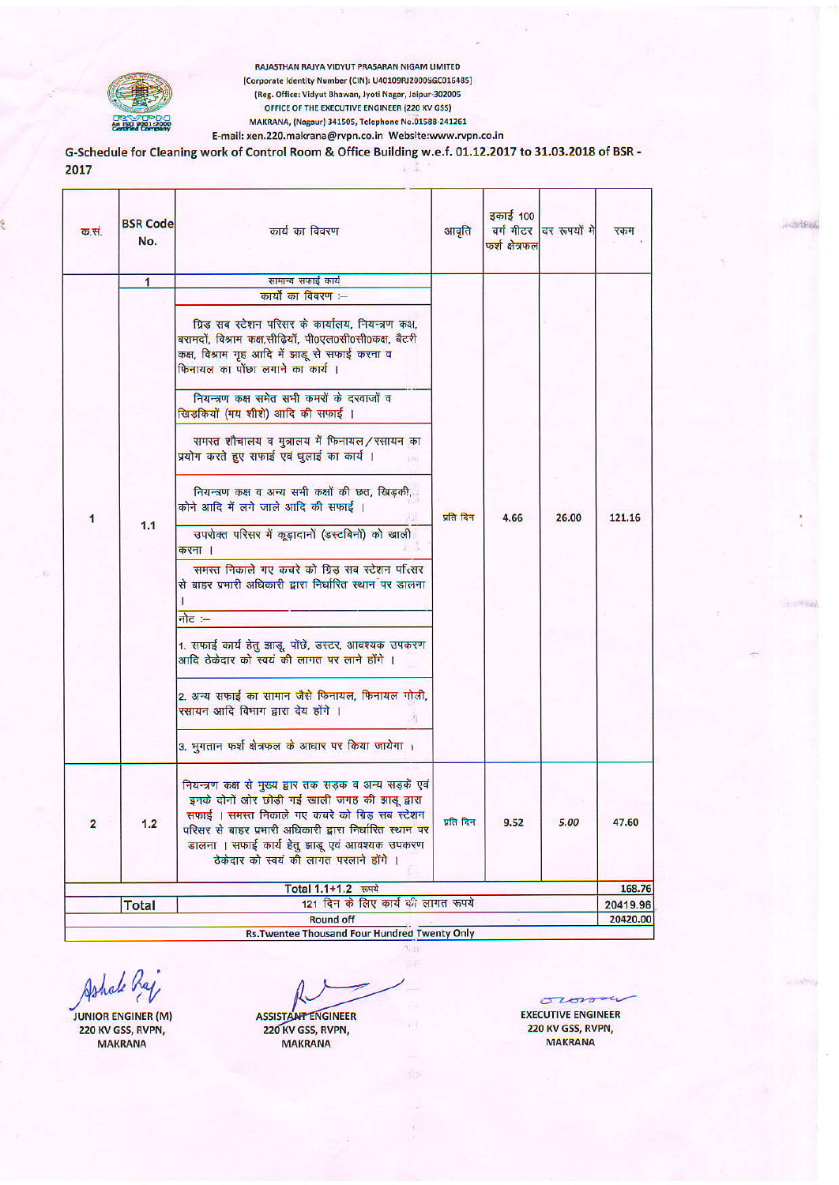RAJASTHAN RAJYA VIDYUT PRASARAN NIGAM LIMITED
[Corporate Identity Number (CIN): U40109RJ2000SGC016485]
(Reg. Office: Vidyut Bhawan, Jyoti Nagar, Jaipur-302005
OFFICE OF THE EXECUTIVE ENGINEER (220 KV GSS)
MAKRANA, (Nagaur) 341505, Telephone No.01588-241261
E-mail: xen.220.makrana@rvpn.co.in Website:www.rvpn.co.in

## G-Schedule for Cleaning work of Control Room & Office Building w.e.f. 01.12.2017 to 31.03.2018 of BSR - 2017

| क.सं. | BSR Code No. | कार्य का विवरण | आवृति | इकाई 100 वर्ग मीटर फर्श क्षेत्रफल | दर रूपयों में | रकम |
|---|---|---|---|---|---|---|
| | 1 | सामान्य सफाई कार्य | | | | |
| 1 | 1.1 | कार्यो का विवरण :—<br>ग्रिड सब स्टेशन परिसर के कार्यालय, नियन्त्रण कक्ष, बरामदों, विश्राम कक्ष,सीढ़ियों, पी०एल०सी०सी०कक्ष, बैटरी कक्ष, विश्राम गृह आदि में झाडू से सफाई करना व फिनायल का पोंछा लगाने का कार्य ।<br>नियन्त्रण कक्ष समेत सभी कमरों के दरवाजों व खिड़कियों (मय शीशे) आदि की सफाई ।<br>समस्त शौचालय व मुत्रालय में फिनायल/रसायन का प्रयोग करते हुए सफाई एवं धुलाई का कार्य ।<br>नियन्त्रण कक्ष व अन्य सभी कक्षों की छत, खिड़की, कोने आदि में लगे जाले आदि की सफाई ।<br>उपरोक्त परिसर में कूड़ादानों (डस्टबिनो) को खाली करना ।<br>समस्त निकाले गए कचरे को ग्रिड सब स्टेशन परिसर से बाहर प्रभारी अधिकारी द्वारा निर्धारित स्थान पर डालना ।<br>नोट :—<br>1. सफाई कार्य हेतु झाडू, पोंछे, डस्टर, आवश्यक उपकरण आदि ठेकेदार को स्वयं की लागत पर लाने होंगे ।<br>2. अन्य सफाई का सामान जैसे फिनायल, फिनायल गोली, रसायन आदि विभाग द्वारा देय होंगे ।<br>3. भुगतान फर्श क्षेत्रफल के आधार पर किया जायेगा । | प्रति दिन | 4.66 | 26.00 | 121.16 |
| 2 | 1.2 | नियन्त्रण कक्ष से मुख्य द्वार तक सड़क व अन्य सड़कें एवं इनके दोनों ओर छोड़ी गई खाली जगह की झाडू द्वारा सफाई । समस्त निकाले गए कचरे को ग्रिड सब स्टेशन परिसर से बाहर प्रभारी अधिकारी द्वारा निर्धारित स्थान पर डालना । सफाई कार्य हेतु झाडू एवं आवश्यक उपकरण ठेकेदार को स्वयं की लागत परलाने होंगे । | प्रति दिन | 9.52 | 5.00 | 47.60 |
| | | Total 1.1+1.2 रूपये | | | | 168.76 |
| | Total | 121 दिन के लिए कार्य की लागत रूपये | | | | 20419.96 |
| | | Round off | | | | 20420.00 |
| | | Rs.Twentee Thousand Four Hundred Twenty Only | | | | |

JUNIOR ENGINER (M)
220 KV GSS, RVPN,
MAKRANA

ASSISTANT ENGINEER
220 KV GSS, RVPN,
MAKRANA

EXECUTIVE ENGINEER
220 KV GSS, RVPN,
MAKRANA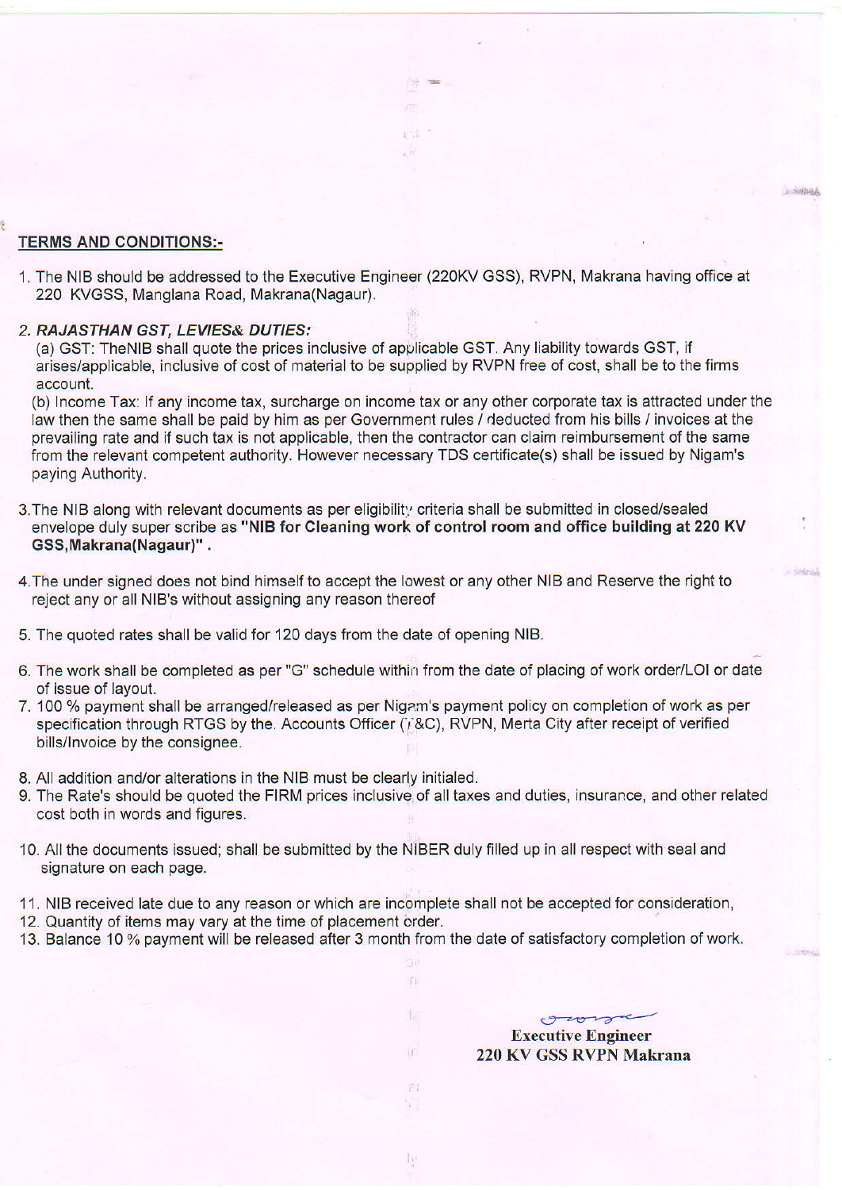## TERMS AND CONDITIONS:-

1. The NIB should be addressed to the Executive Engineer (220KV GSS), RVPN, Makrana having office at 220 KVGSS, Manglana Road, Makrana(Nagaur).

2. ***RAJASTHAN GST, LEVIES& DUTIES:***

   (a) GST: TheNIB shall quote the prices inclusive of applicable GST. Any liability towards GST, if arises/applicable, inclusive of cost of material to be supplied by RVPN free of cost, shall be to the firms account.

   (b) Income Tax: If any income tax, surcharge on income tax or any other corporate tax is attracted under the law then the same shall be paid by him as per Government rules / deducted from his bills / invoices at the prevailing rate and if such tax is not applicable, then the contractor can claim reimbursement of the same from the relevant competent authority. However necessary TDS certificate(s) shall be issued by Nigam's paying Authority.

3. The NIB along with relevant documents as per eligibility criteria shall be submitted in closed/sealed envelope duly super scribe as **"NIB for Cleaning work of control room and office building at 220 KV GSS,Makrana(Nagaur)"** .

4. The under signed does not bind himself to accept the lowest or any other NIB and Reserve the right to reject any or all NIB's without assigning any reason thereof

5. The quoted rates shall be valid for 120 days from the date of opening NIB.

6. The work shall be completed as per "G" schedule within from the date of placing of work order/LOI or date of issue of layout.

7. 100 % payment shall be arranged/released as per Nigam's payment policy on completion of work as per specification through RTGS by the. Accounts Officer (T&C), RVPN, Merta City after receipt of verified bills/Invoice by the consignee.

8. All addition and/or alterations in the NIB must be clearly initialed.

9. The Rate's should be quoted the FIRM prices inclusive of all taxes and duties, insurance, and other related cost both in words and figures.

10. All the documents issued; shall be submitted by the NIBER duly filled up in all respect with seal and signature on each page.

11. NIB received late due to any reason or which are incomplete shall not be accepted for consideration,

12. Quantity of items may vary at the time of placement order.

13. Balance 10 % payment will be released after 3 month from the date of satisfactory completion of work.

**Executive Engineer**
**220 KV GSS RVPN Makrana**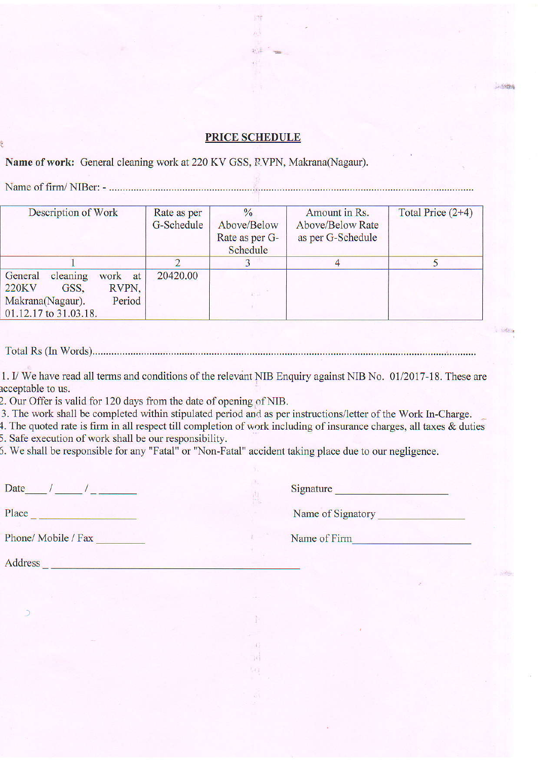## PRICE SCHEDULE

**Name of work:** General cleaning work at 220 KV GSS, RVPN, Makrana(Nagaur).

Name of firm/ NIBer: - ..............................................................................................................................

| Description of Work | Rate as per G-Schedule | % Above/Below Rate as per G-Schedule | Amount in Rs. Above/Below Rate as per G-Schedule | Total Price (2+4) |
|---|---|---|---|---|
| 1 | 2 | 3 | 4 | 5 |
| General cleaning work at 220KV GSS, RVPN, Makrana(Nagaur). Period 01.12.17 to 31.03.18. | 20420.00 | | | |

Total Rs (In Words)..............................................................................................................................

1. I/ We have read all terms and conditions of the relevant NIB Enquiry against NIB No. 01/2017-18. These are acceptable to us.
2. Our Offer is valid for 120 days from the date of opening of NIB.
3. The work shall be completed within stipulated period and as per instructions/letter of the Work In-Charge.
4. The quoted rate is firm in all respect till completion of work including of insurance charges, all taxes & duties
5. Safe execution of work shall be our responsibility.
6. We shall be responsible for any "Fatal" or "Non-Fatal" accident taking place due to our negligence.

Date____/_____/________

Place ____________________

Phone/ Mobile / Fax __________

Address ________________________________________________

Signature ______________________

Name of Signatory ________________

Name of Firm______________________